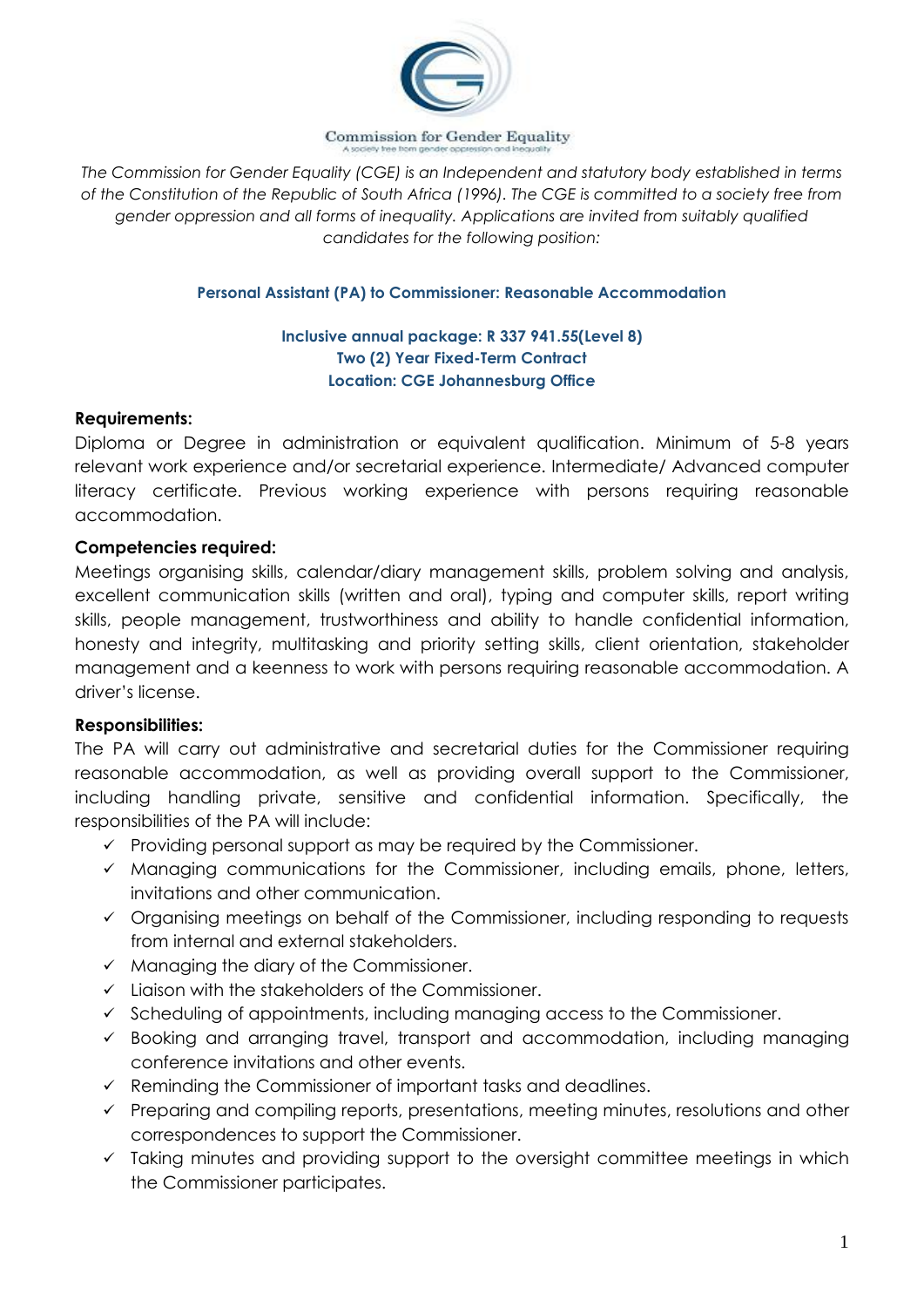Commission for Gender Equality

A society free from gender oppression and inequality

*The Commission for Gender Equality (CGE) is an Independent and statutory body established in terms of the Constitution of the Republic of South Africa (1996). The CGE is committed to a society free from gender oppression and all forms of inequality. Applications are invited from suitably qualified candidates for the following position:*

## Personal Assistant (PA) to Commissioner: Reasonable Accommodation

**Inclusive annual package: R 337 941.55(Level 8)**
**Two (2) Year Fixed-Term Contract**
**Location: CGE Johannesburg Office**

**Requirements:**

Diploma or Degree in administration or equivalent qualification. Minimum of 5-8 years relevant work experience and/or secretarial experience. Intermediate/ Advanced computer literacy certificate. Previous working experience with persons requiring reasonable accommodation.

**Competencies required:**

Meetings organising skills, calendar/diary management skills, problem solving and analysis, excellent communication skills (written and oral), typing and computer skills, report writing skills, people management, trustworthiness and ability to handle confidential information, honesty and integrity, multitasking and priority setting skills, client orientation, stakeholder management and a keenness to work with persons requiring reasonable accommodation. A driver's license.

**Responsibilities:**

The PA will carry out administrative and secretarial duties for the Commissioner requiring reasonable accommodation, as well as providing overall support to the Commissioner, including handling private, sensitive and confidential information. Specifically, the responsibilities of the PA will include:

- ✓ Providing personal support as may be required by the Commissioner.
- ✓ Managing communications for the Commissioner, including emails, phone, letters, invitations and other communication.
- ✓ Organising meetings on behalf of the Commissioner, including responding to requests from internal and external stakeholders.
- ✓ Managing the diary of the Commissioner.
- ✓ Liaison with the stakeholders of the Commissioner.
- ✓ Scheduling of appointments, including managing access to the Commissioner.
- ✓ Booking and arranging travel, transport and accommodation, including managing conference invitations and other events.
- ✓ Reminding the Commissioner of important tasks and deadlines.
- ✓ Preparing and compiling reports, presentations, meeting minutes, resolutions and other correspondences to support the Commissioner.
- ✓ Taking minutes and providing support to the oversight committee meetings in which the Commissioner participates.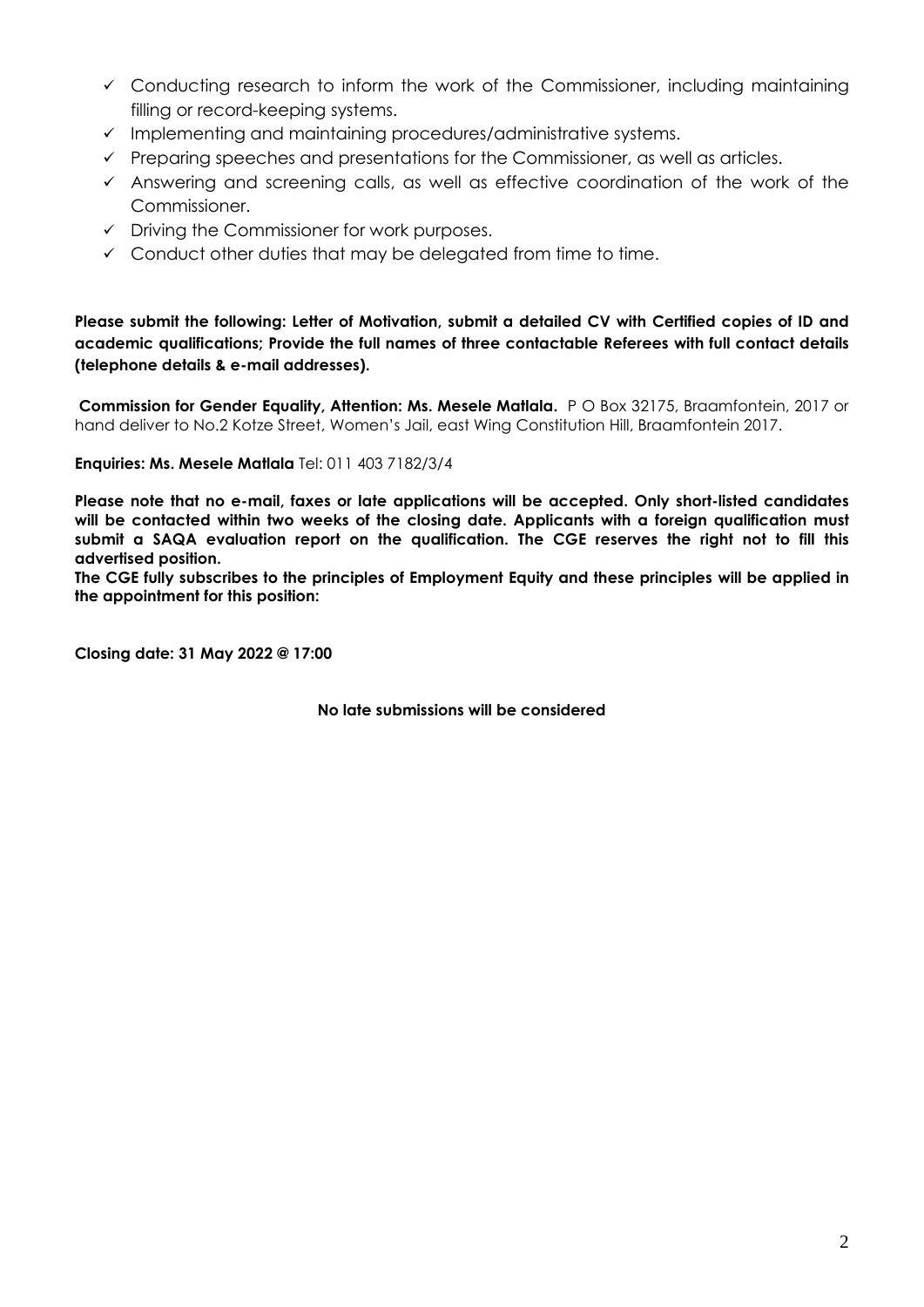- ✓ Conducting research to inform the work of the Commissioner, including maintaining filling or record-keeping systems.
- ✓ Implementing and maintaining procedures/administrative systems.
- ✓ Preparing speeches and presentations for the Commissioner, as well as articles.
- ✓ Answering and screening calls, as well as effective coordination of the work of the Commissioner.
- ✓ Driving the Commissioner for work purposes.
- ✓ Conduct other duties that may be delegated from time to time.

**Please submit the following: Letter of Motivation, submit a detailed CV with Certified copies of ID and academic qualifications; Provide the full names of three contactable Referees with full contact details (telephone details & e-mail addresses).**

**Commission for Gender Equality, Attention: Ms. Mesele Matlala.** P O Box 32175, Braamfontein, 2017 or hand deliver to No.2 Kotze Street, Women's Jail, east Wing Constitution Hill, Braamfontein 2017.

**Enquiries: Ms. Mesele Matlala** Tel: 011 403 7182/3/4

**Please note that no e-mail, faxes or late applications will be accepted. Only short-listed candidates will be contacted within two weeks of the closing date. Applicants with a foreign qualification must submit a SAQA evaluation report on the qualification. The CGE reserves the right not to fill this advertised position.**

**The CGE fully subscribes to the principles of Employment Equity and these principles will be applied in the appointment for this position:**

**Closing date: 31 May 2022 @ 17:00**

**No late submissions will be considered**